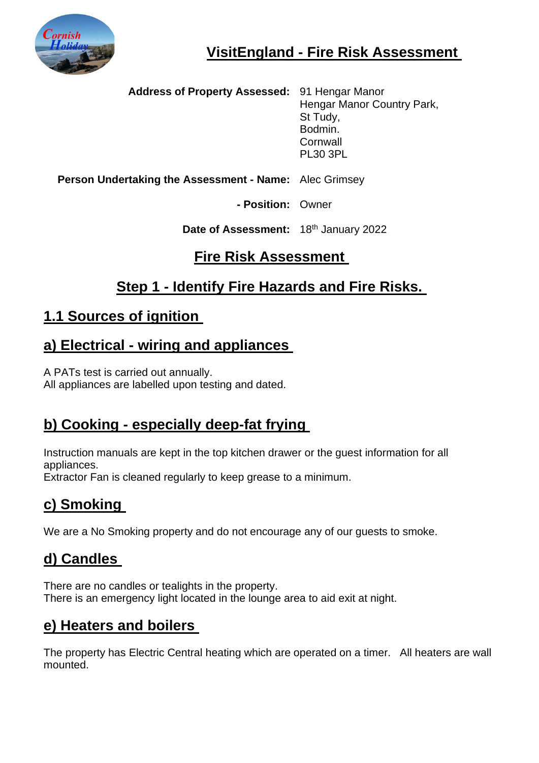# VisitEngland - Fire Risk Assessment

**Address of Property Assessed:** 91 Hengar Manor
Hengar Manor Country Park,
St Tudy,
Bodmin.
Cornwall
PL30 3PL

**Person Undertaking the Assessment - Name:** Alec Grimsey

**- Position:** Owner

**Date of Assessment:** 18th January 2022

## Fire Risk Assessment

## Step 1 - Identify Fire Hazards and Fire Risks.

### 1.1 Sources of ignition

### a) Electrical - wiring and appliances

A PATs test is carried out annually.
All appliances are labelled upon testing and dated.

### b) Cooking - especially deep-fat frying

Instruction manuals are kept in the top kitchen drawer or the guest information for all appliances.
Extractor Fan is cleaned regularly to keep grease to a minimum.

### c) Smoking

We are a No Smoking property and do not encourage any of our guests to smoke.

### d) Candles

There are no candles or tealights in the property.
There is an emergency light located in the lounge area to aid exit at night.

### e) Heaters and boilers

The property has Electric Central heating which are operated on a timer. All heaters are wall mounted.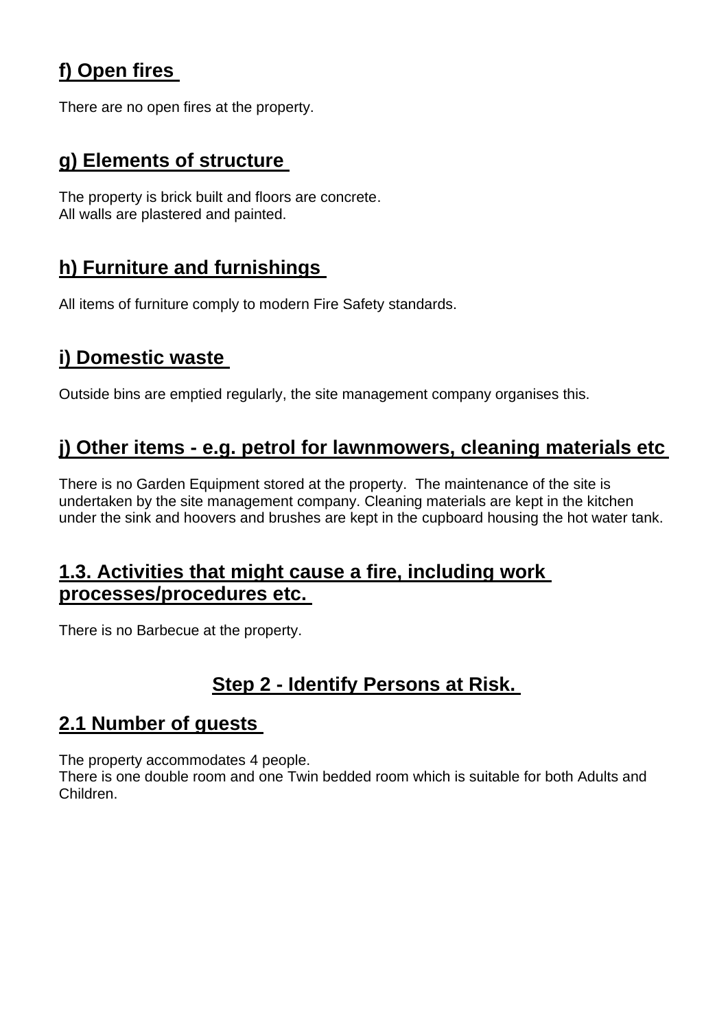## f) Open fires

There are no open fires at the property.

## g) Elements of structure

The property is brick built and floors are concrete.
All walls are plastered and painted.

## h) Furniture and furnishings

All items of furniture comply to modern Fire Safety standards.

## i) Domestic waste

Outside bins are emptied regularly, the site management company organises this.

## j) Other items - e.g. petrol for lawnmowers, cleaning materials etc

There is no Garden Equipment stored at the property. The maintenance of the site is undertaken by the site management company. Cleaning materials are kept in the kitchen under the sink and hoovers and brushes are kept in the cupboard housing the hot water tank.

## 1.3. Activities that might cause a fire, including work processes/procedures etc.

There is no Barbecue at the property.

# Step 2 - Identify Persons at Risk.

## 2.1 Number of guests

The property accommodates 4 people.
There is one double room and one Twin bedded room which is suitable for both Adults and Children.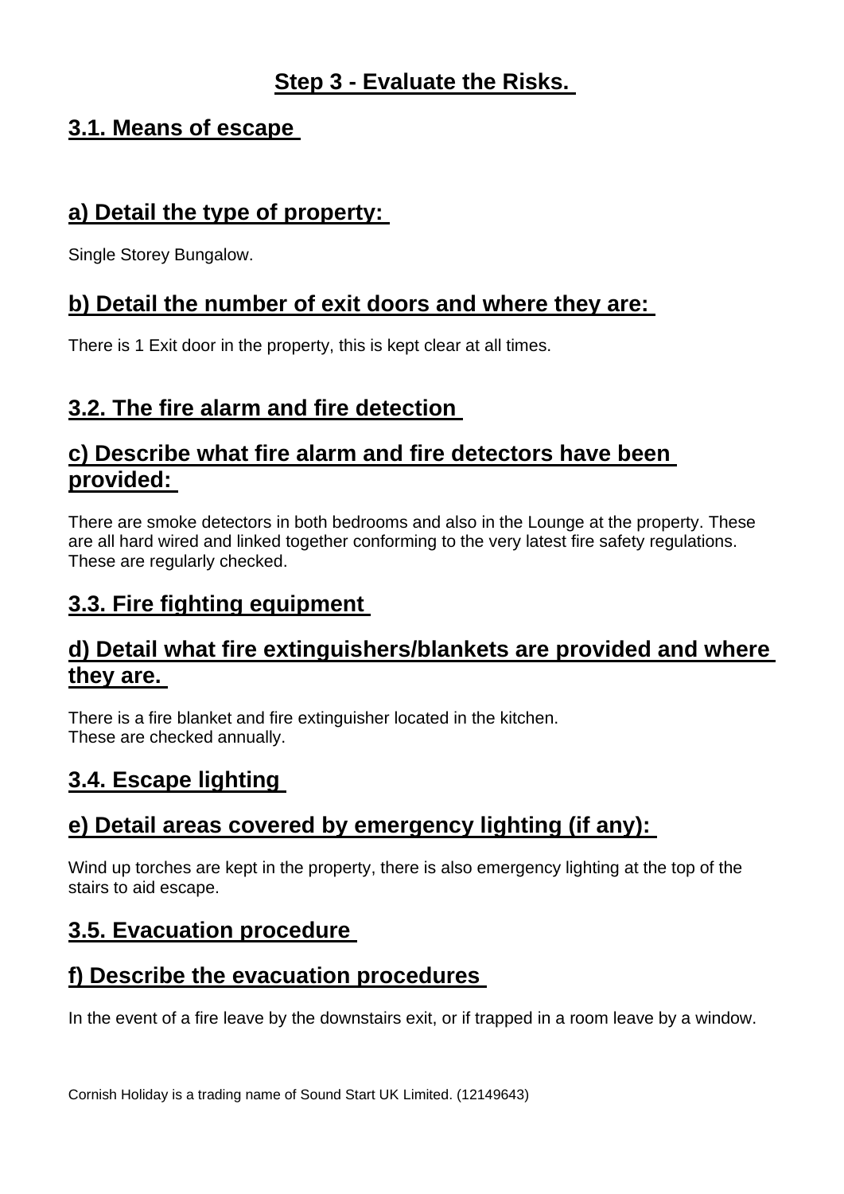## Step 3 - Evaluate the Risks.

### 3.1. Means of escape

### a) Detail the type of property:

Single Storey Bungalow.

### b) Detail the number of exit doors and where they are:

There is 1 Exit door in the property, this is kept clear at all times.

### 3.2. The fire alarm and fire detection

### c) Describe what fire alarm and fire detectors have been provided:

There are smoke detectors in both bedrooms and also in the Lounge at the property. These are all hard wired and linked together conforming to the very latest fire safety regulations. These are regularly checked.

### 3.3. Fire fighting equipment

### d) Detail what fire extinguishers/blankets are provided and where they are.

There is a fire blanket and fire extinguisher located in the kitchen.
These are checked annually.

### 3.4. Escape lighting

### e) Detail areas covered by emergency lighting (if any):

Wind up torches are kept in the property, there is also emergency lighting at the top of the stairs to aid escape.

### 3.5. Evacuation procedure

### f) Describe the evacuation procedures

In the event of a fire leave by the downstairs exit, or if trapped in a room leave by a window.

Cornish Holiday is a trading name of Sound Start UK Limited. (12149643)